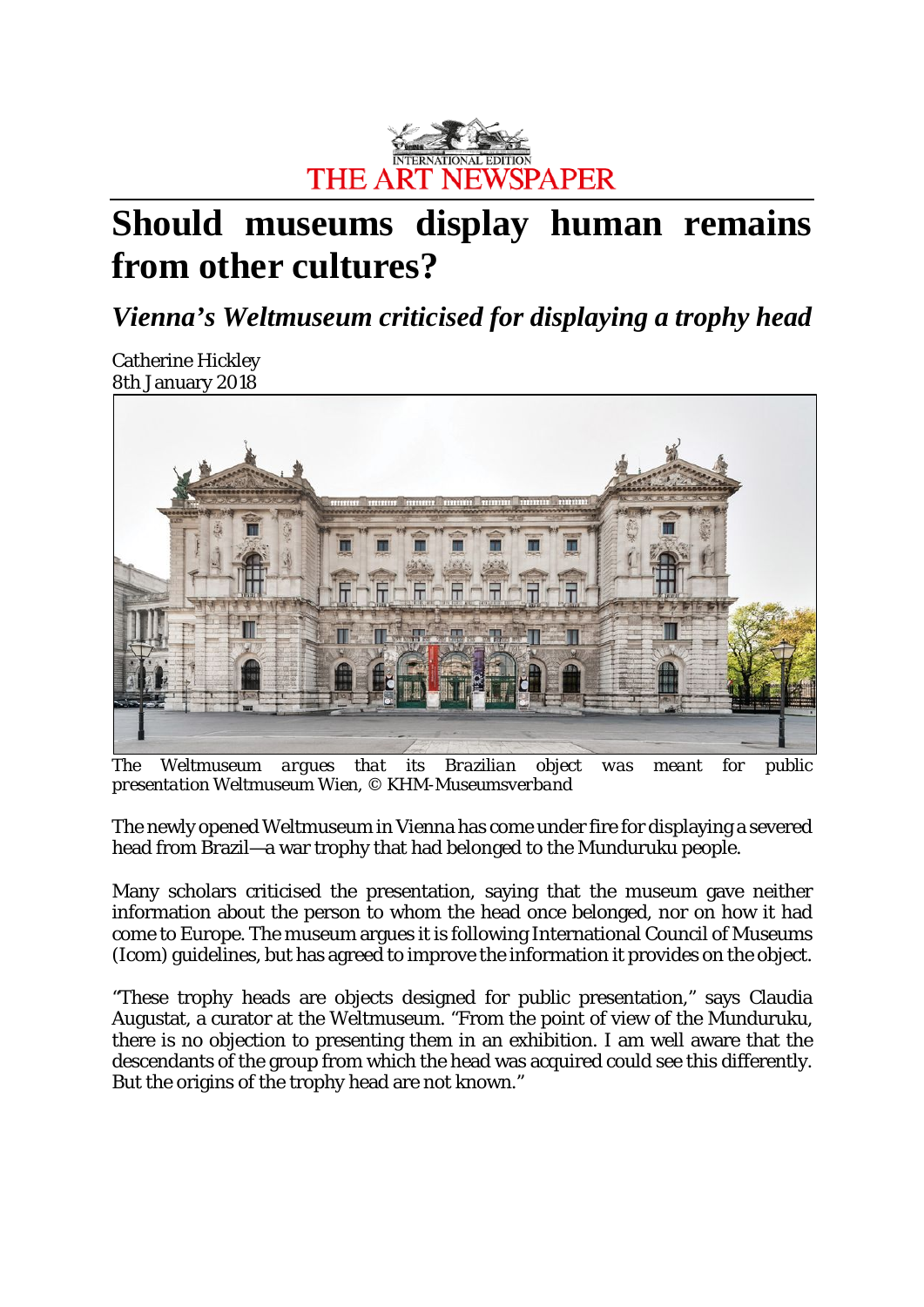THE ART NEWSPAPER

INTERNATIONAL EDITION

# Should museums display human remains from other cultures?

## *Vienna's Weltmuseum criticised for displaying a trophy head*

Catherine Hickley
8th January 2018

*The Weltmuseum argues that its Brazilian object was meant for public presentation Weltmuseum Wien, © KHM-Museumsverband*

The newly opened Weltmuseum in Vienna has come under fire for displaying a severed head from Brazil—a war trophy that had belonged to the Munduruku people.

Many scholars criticised the presentation, saying that the museum gave neither information about the person to whom the head once belonged, nor on how it had come to Europe. The museum argues it is following International Council of Museums (Icom) guidelines, but has agreed to improve the information it provides on the object.

"These trophy heads are objects designed for public presentation," says Claudia Augustat, a curator at the Weltmuseum. "From the point of view of the Munduruku, there is no objection to presenting them in an exhibition. I am well aware that the descendants of the group from which the head was acquired could see this differently. But the origins of the trophy head are not known."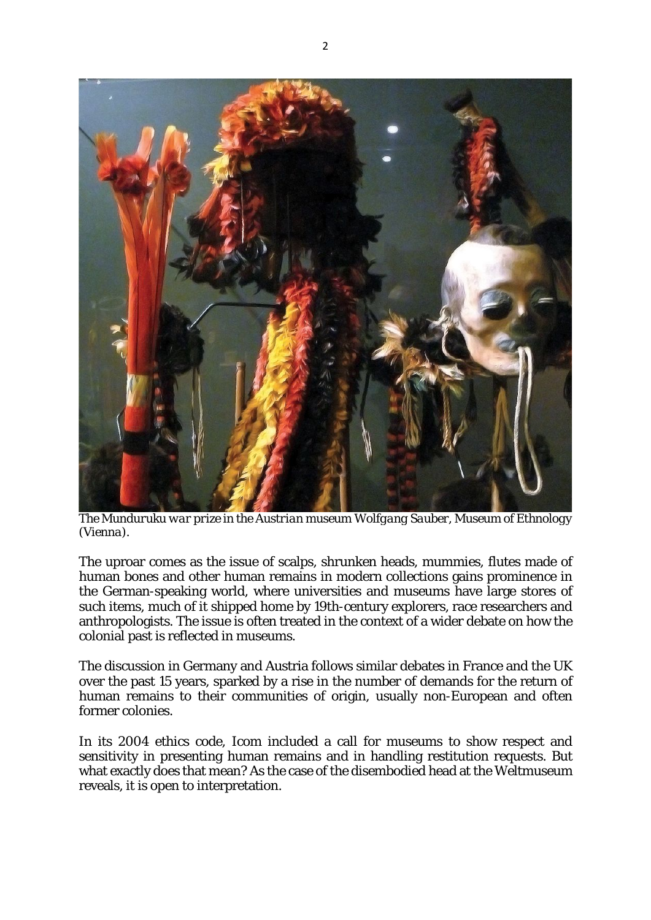*The Munduruku war prize in the Austrian museum Wolfgang Sauber, Museum of Ethnology (Vienna).*

The uproar comes as the issue of scalps, shrunken heads, mummies, flutes made of human bones and other human remains in modern collections gains prominence in the German-speaking world, where universities and museums have large stores of such items, much of it shipped home by 19th-century explorers, race researchers and anthropologists. The issue is often treated in the context of a wider debate on how the colonial past is reflected in museums.

The discussion in Germany and Austria follows similar debates in France and the UK over the past 15 years, sparked by a rise in the number of demands for the return of human remains to their communities of origin, usually non-European and often former colonies.

In its 2004 ethics code, Icom included a call for museums to show respect and sensitivity in presenting human remains and in handling restitution requests. But what exactly does that mean? As the case of the disembodied head at the Weltmuseum reveals, it is open to interpretation.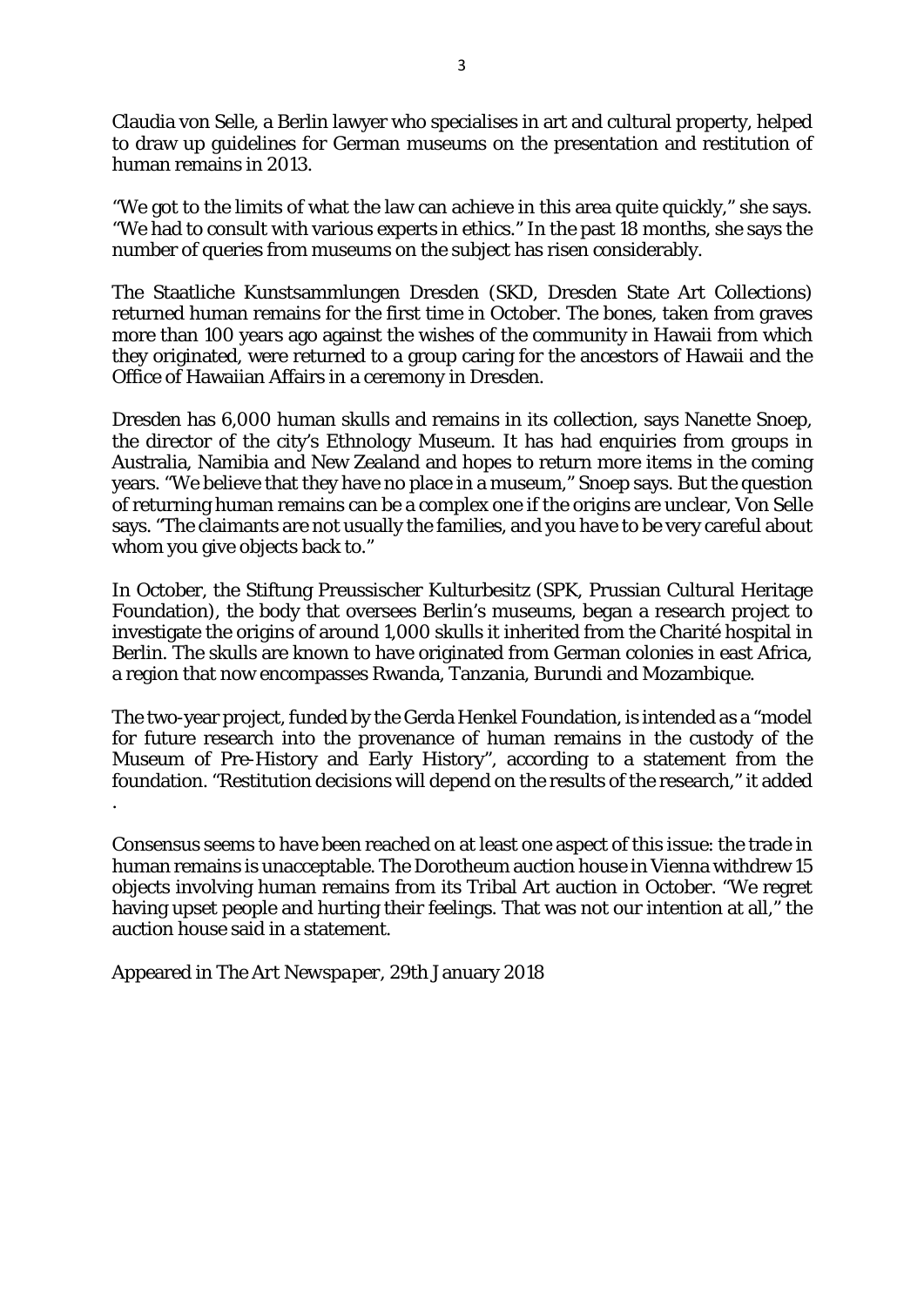Claudia von Selle, a Berlin lawyer who specialises in art and cultural property, helped to draw up guidelines for German museums on the presentation and restitution of human remains in 2013.

"We got to the limits of what the law can achieve in this area quite quickly," she says. "We had to consult with various experts in ethics." In the past 18 months, she says the number of queries from museums on the subject has risen considerably.

The Staatliche Kunstsammlungen Dresden (SKD, Dresden State Art Collections) returned human remains for the first time in October. The bones, taken from graves more than 100 years ago against the wishes of the community in Hawaii from which they originated, were returned to a group caring for the ancestors of Hawaii and the Office of Hawaiian Affairs in a ceremony in Dresden.

Dresden has 6,000 human skulls and remains in its collection, says Nanette Snoep, the director of the city's Ethnology Museum. It has had enquiries from groups in Australia, Namibia and New Zealand and hopes to return more items in the coming years. "We believe that they have no place in a museum," Snoep says. But the question of returning human remains can be a complex one if the origins are unclear, Von Selle says. "The claimants are not usually the families, and you have to be very careful about whom you give objects back to."

In October, the Stiftung Preussischer Kulturbesitz (SPK, Prussian Cultural Heritage Foundation), the body that oversees Berlin's museums, began a research project to investigate the origins of around 1,000 skulls it inherited from the Charité hospital in Berlin. The skulls are known to have originated from German colonies in east Africa, a region that now encompasses Rwanda, Tanzania, Burundi and Mozambique.

The two-year project, funded by the Gerda Henkel Foundation, is intended as a "model for future research into the provenance of human remains in the custody of the Museum of Pre-History and Early History", according to a statement from the foundation. "Restitution decisions will depend on the results of the research," it added .

Consensus seems to have been reached on at least one aspect of this issue: the trade in human remains is unacceptable. The Dorotheum auction house in Vienna withdrew 15 objects involving human remains from its Tribal Art auction in October. "We regret having upset people and hurting their feelings. That was not our intention at all," the auction house said in a statement.

Appeared in *The Art Newspaper*, 29th January 2018